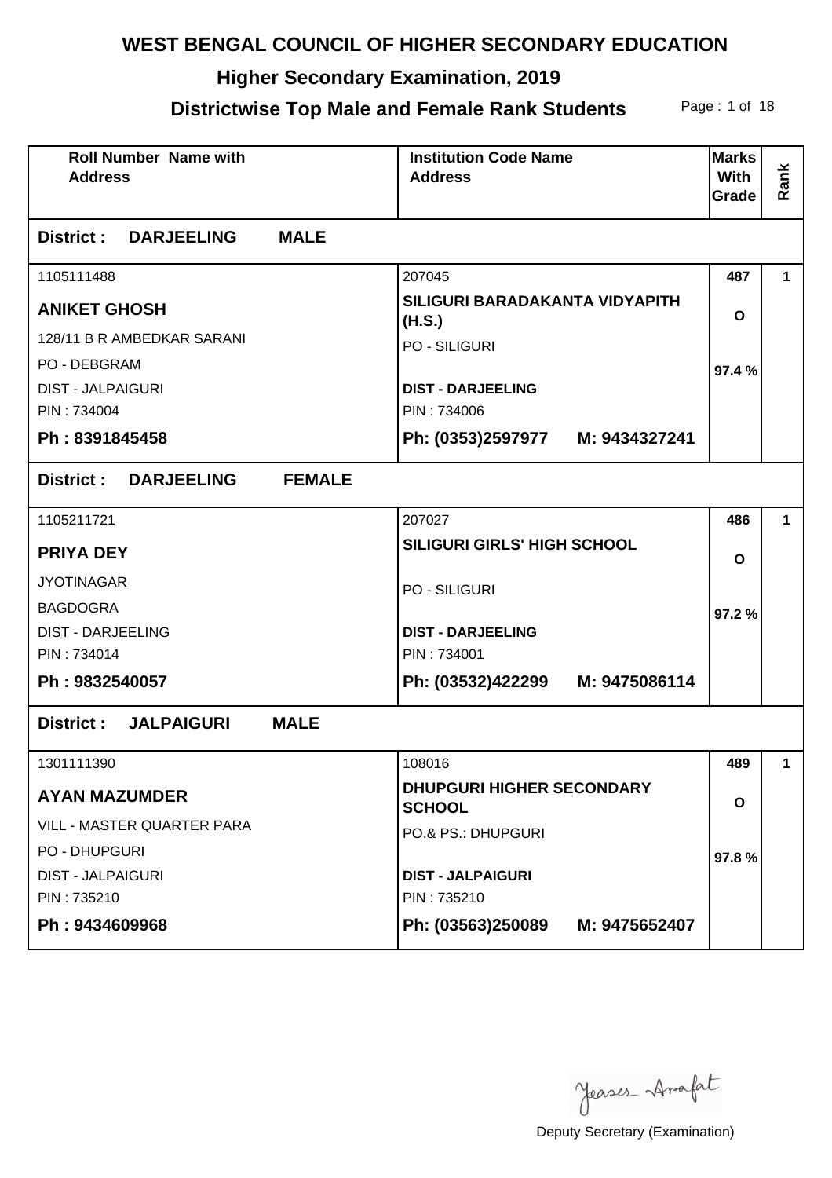# WEST BENGAL COUNCIL OF HIGHER SECONDARY EDUCATION

## Higher Secondary Examination, 2019

## Districtwise Top Male and Female Rank Students

| Roll Number Name with Address | Institution Code Name Address | Marks With Grade | Rank |
|---|---|---|---|
| **District : DARJEELING MALE** | | | |
| 1105111488<br>**ANIKET GHOSH**<br>128/11 B R AMBEDKAR SARANI<br>PO - DEBGRAM<br>DIST - JALPAIGURI<br>PIN : 734004<br>**Ph : 8391845458** | 207045<br>**SILIGURI BARADAKANTA VIDYAPITH (H.S.)**<br>PO - SILIGURI<br>**DIST - DARJEELING**<br>PIN : 734006<br>**Ph: (0353)2597977 M: 9434327241** | **487**<br>**O**<br>**97.4 %** | **1** |
| **District : DARJEELING FEMALE** | | | |
| 1105211721<br>**PRIYA DEY**<br>JYOTINAGAR<br>BAGDOGRA<br>DIST - DARJEELING<br>PIN : 734014<br>**Ph : 9832540057** | 207027<br>**SILIGURI GIRLS' HIGH SCHOOL**<br>PO - SILIGURI<br>**DIST - DARJEELING**<br>PIN : 734001<br>**Ph: (03532)422299 M: 9475086114** | **486**<br>**O**<br>**97.2 %** | **1** |
| **District : JALPAIGURI MALE** | | | |
| 1301111390<br>**AYAN MAZUMDER**<br>VILL - MASTER QUARTER PARA<br>PO - DHUPGURI<br>DIST - JALPAIGURI<br>PIN : 735210<br>**Ph : 9434609968** | 108016<br>**DHUPGURI HIGHER SECONDARY SCHOOL**<br>PO.& PS.: DHUPGURI<br>**DIST - JALPAIGURI**<br>PIN : 735210<br>**Ph: (03563)250089 M: 9475652407** | **489**<br>**O**<br>**97.8 %** | **1** |

Yeaser Arafat

Deputy Secretary (Examination)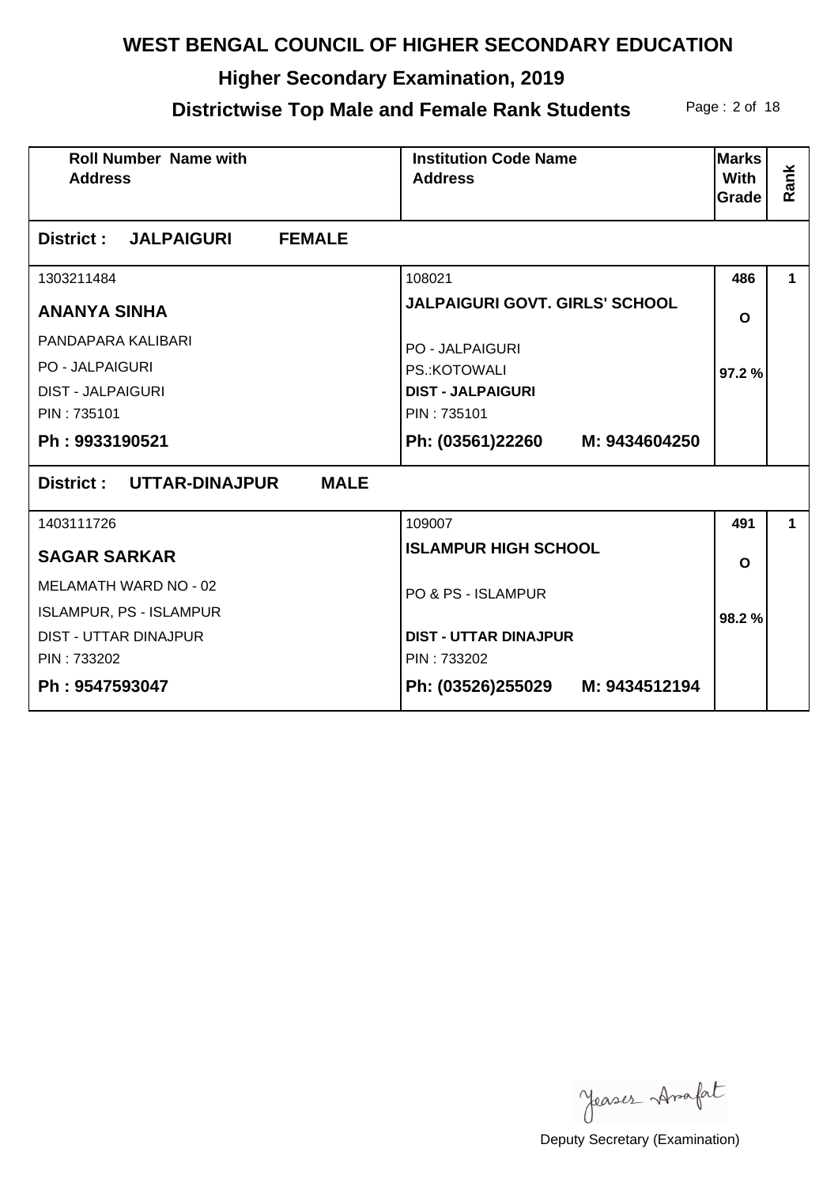# WEST BENGAL COUNCIL OF HIGHER SECONDARY EDUCATION

## Higher Secondary Examination, 2019

## Districtwise Top Male and Female Rank Students

| Roll Number Name with Address | Institution Code Name Address | Marks With Grade | Rank |
|---|---|---|---|
| **District : JALPAIGURI FEMALE** | | | |
| 1303211484<br>**ANANYA SINHA**<br>PANDAPARA KALIBARI<br>PO - JALPAIGURI<br>DIST - JALPAIGURI<br>PIN : 735101<br>**Ph : 9933190521** | 108021<br>**JALPAIGURI GOVT. GIRLS' SCHOOL**<br>PO - JALPAIGURI<br>PS.:KOTOWALI<br>**DIST - JALPAIGURI**<br>PIN : 735101<br>**Ph: (03561)22260 M: 9434604250** | **486**<br>**O**<br>**97.2 %** | **1** |
| **District : UTTAR-DINAJPUR MALE** | | | |
| 1403111726<br>**SAGAR SARKAR**<br>MELAMATH WARD NO - 02<br>ISLAMPUR, PS - ISLAMPUR<br>DIST - UTTAR DINAJPUR<br>PIN : 733202<br>**Ph : 9547593047** | 109007<br>**ISLAMPUR HIGH SCHOOL**<br>PO & PS - ISLAMPUR<br>**DIST - UTTAR DINAJPUR**<br>PIN : 733202<br>**Ph: (03526)255029 M: 9434512194** | **491**<br>**O**<br>**98.2 %** | **1** |

Deputy Secretary (Examination)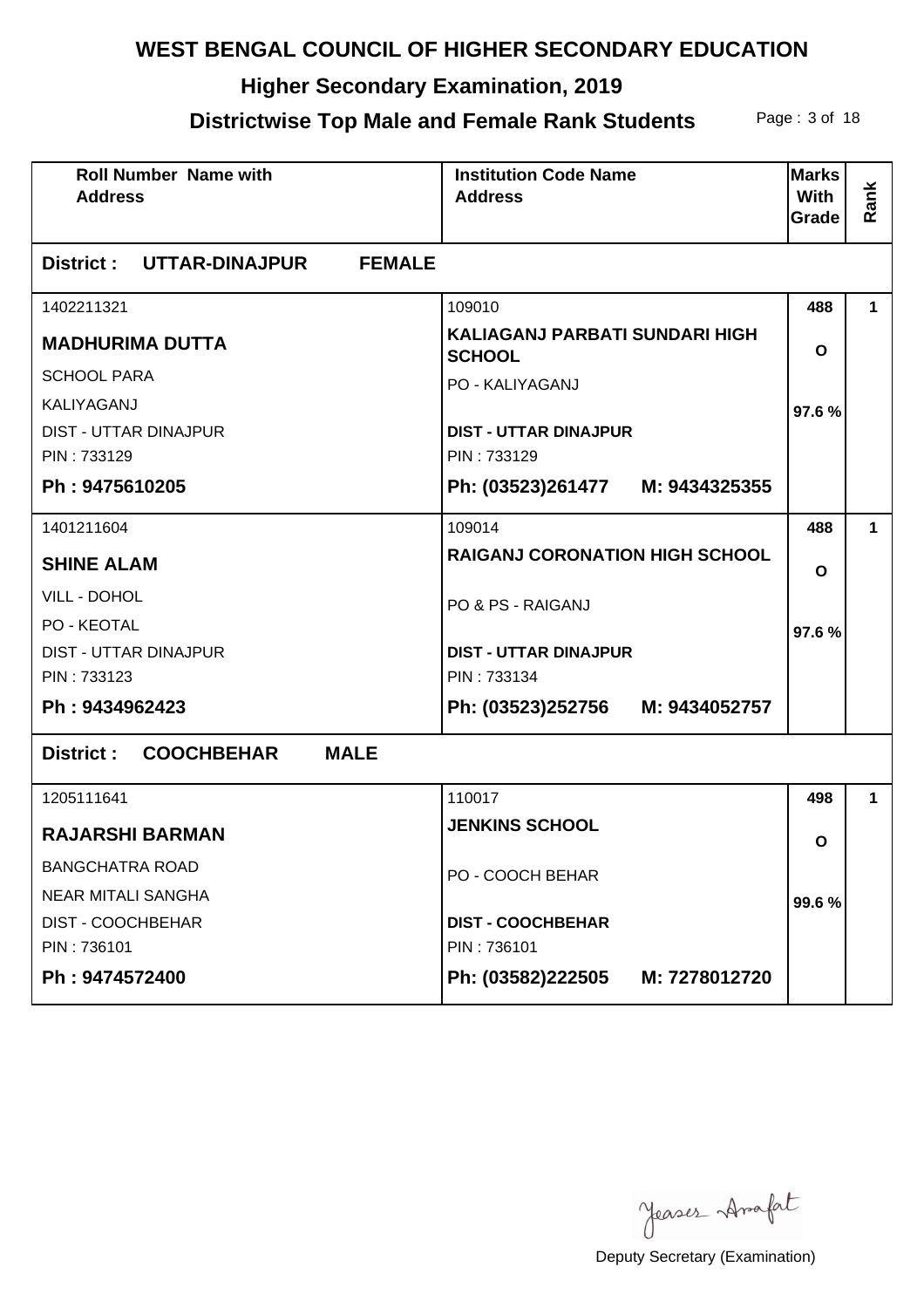# WEST BENGAL COUNCIL OF HIGHER SECONDARY EDUCATION

## Higher Secondary Examination, 2019

## Districtwise Top Male and Female Rank Students

| Roll Number Name with Address | Institution Code Name Address | Marks With Grade | Rank |
|---|---|---|---|
| **District : UTTAR-DINAJPUR FEMALE** | | | |
| 1402211321<br>**MADHURIMA DUTTA**<br>SCHOOL PARA<br>KALIYAGANJ<br>DIST - UTTAR DINAJPUR<br>PIN : 733129<br>**Ph : 9475610205** | 109010<br>**KALIAGANJ PARBATI SUNDARI HIGH SCHOOL**<br>PO - KALIYAGANJ<br>**DIST - UTTAR DINAJPUR**<br>PIN : 733129<br>**Ph: (03523)261477 M: 9434325355** | **488**<br>**O**<br>**97.6 %** | **1** |
| 1401211604<br>**SHINE ALAM**<br>VILL - DOHOL<br>PO - KEOTAL<br>DIST - UTTAR DINAJPUR<br>PIN : 733123<br>**Ph : 9434962423** | 109014<br>**RAIGANJ CORONATION HIGH SCHOOL**<br>PO & PS - RAIGANJ<br>**DIST - UTTAR DINAJPUR**<br>PIN : 733134<br>**Ph: (03523)252756 M: 9434052757** | **488**<br>**O**<br>**97.6 %** | **1** |
| **District : COOCHBEHAR MALE** | | | |
| 1205111641<br>**RAJARSHI BARMAN**<br>BANGCHATRA ROAD<br>NEAR MITALI SANGHA<br>DIST - COOCHBEHAR<br>PIN : 736101<br>**Ph : 9474572400** | 110017<br>**JENKINS SCHOOL**<br>PO - COOCH BEHAR<br>**DIST - COOCHBEHAR**<br>PIN : 736101<br>**Ph: (03582)222505 M: 7278012720** | **498**<br>**O**<br>**99.6 %** | **1** |

Yeaser Arafat

Deputy Secretary (Examination)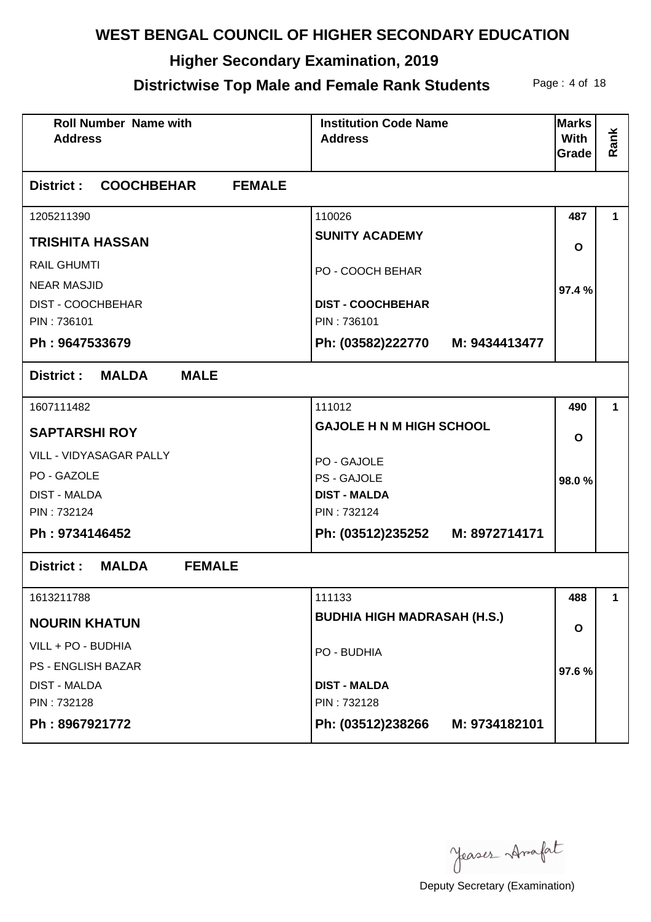# WEST BENGAL COUNCIL OF HIGHER SECONDARY EDUCATION

## Higher Secondary Examination, 2019

## Districtwise Top Male and Female Rank Students

| Roll Number Name with Address | Institution Code Name Address | Marks With Grade | Rank |
|---|---|---|---|
| **District : COOCHBEHAR FEMALE** | | | |
| 1205211390<br>**TRISHITA HASSAN**<br>RAIL GHUMTI<br>NEAR MASJID<br>DIST - COOCHBEHAR<br>PIN : 736101<br>**Ph : 9647533679** | 110026<br>**SUNITY ACADEMY**<br>PO - COOCH BEHAR<br>**DIST - COOCHBEHAR**<br>PIN : 736101<br>**Ph: (03582)222770 M: 9434413477** | **487**<br>**O**<br>**97.4 %** | **1** |
| **District : MALDA MALE** | | | |
| 1607111482<br>**SAPTARSHI ROY**<br>VILL - VIDYASAGAR PALLY<br>PO - GAZOLE<br>DIST - MALDA<br>PIN : 732124<br>**Ph : 9734146452** | 111012<br>**GAJOLE H N M HIGH SCHOOL**<br>PO - GAJOLE<br>PS - GAJOLE<br>**DIST - MALDA**<br>PIN : 732124<br>**Ph: (03512)235252 M: 8972714171** | **490**<br>**O**<br>**98.0 %** | **1** |
| **District : MALDA FEMALE** | | | |
| 1613211788<br>**NOURIN KHATUN**<br>VILL + PO - BUDHIA<br>PS - ENGLISH BAZAR<br>DIST - MALDA<br>PIN : 732128<br>**Ph : 8967921772** | 111133<br>**BUDHIA HIGH MADRASAH (H.S.)**<br>PO - BUDHIA<br>**DIST - MALDA**<br>PIN : 732128<br>**Ph: (03512)238266 M: 9734182101** | **488**<br>**O**<br>**97.6 %** | **1** |

Deputy Secretary (Examination)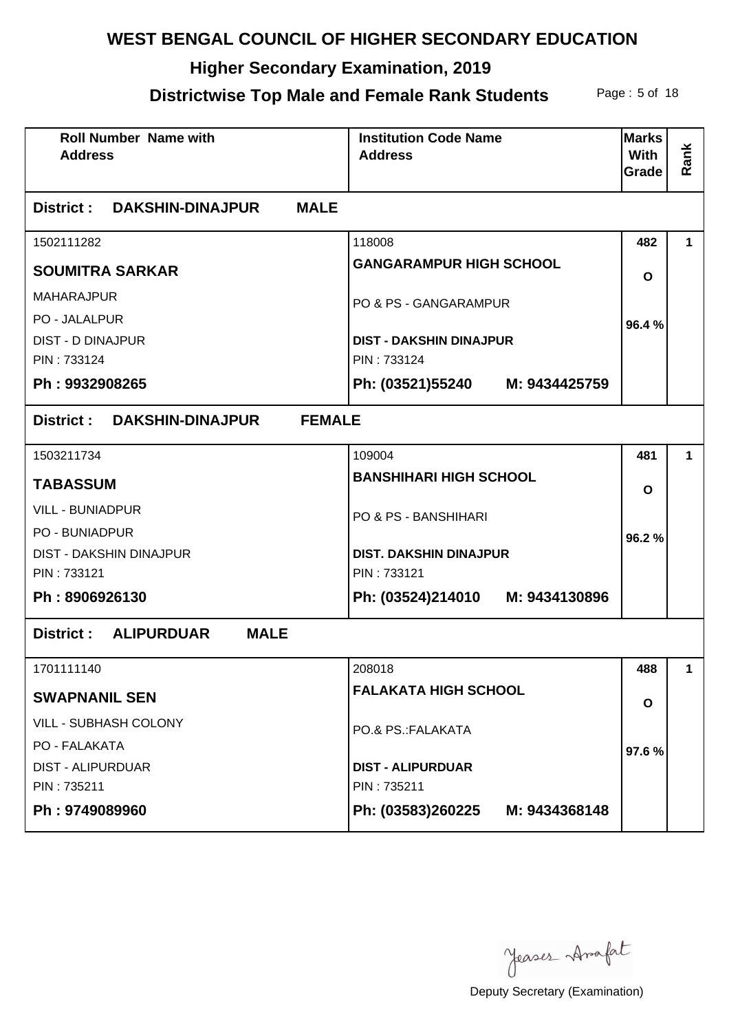# WEST BENGAL COUNCIL OF HIGHER SECONDARY EDUCATION

## Higher Secondary Examination, 2019

## Districtwise Top Male and Female Rank Students

| Roll Number Name with Address | Institution Code Name Address | Marks With Grade | Rank |
|---|---|---|---|
| **District : DAKSHIN-DINAJPUR MALE** | | | |
| 1502111282<br>**SOUMITRA SARKAR**<br>MAHARAJPUR<br>PO - JALALPUR<br>DIST - D DINAJPUR<br>PIN : 733124<br>**Ph : 9932908265** | 118008<br>**GANGARAMPUR HIGH SCHOOL**<br>PO & PS - GANGARAMPUR<br>**DIST - DAKSHIN DINAJPUR**<br>PIN : 733124<br>**Ph: (03521)55240 M: 9434425759** | **482**<br>**O**<br>**96.4 %** | **1** |
| **District : DAKSHIN-DINAJPUR FEMALE** | | | |
| 1503211734<br>**TABASSUM**<br>VILL - BUNIADPUR<br>PO - BUNIADPUR<br>DIST - DAKSHIN DINAJPUR<br>PIN : 733121<br>**Ph : 8906926130** | 109004<br>**BANSHIHARI HIGH SCHOOL**<br>PO & PS - BANSHIHARI<br>**DIST. DAKSHIN DINAJPUR**<br>PIN : 733121<br>**Ph: (03524)214010 M: 9434130896** | **481**<br>**O**<br>**96.2 %** | **1** |
| **District : ALIPURDUAR MALE** | | | |
| 1701111140<br>**SWAPNANIL SEN**<br>VILL - SUBHASH COLONY<br>PO - FALAKATA<br>DIST - ALIPURDUAR<br>PIN : 735211<br>**Ph : 9749089960** | 208018<br>**FALAKATA HIGH SCHOOL**<br>PO.& PS.:FALAKATA<br>**DIST - ALIPURDUAR**<br>PIN : 735211<br>**Ph: (03583)260225 M: 9434368148** | **488**<br>**O**<br>**97.6 %** | **1** |

Yeaser Arafat

Deputy Secretary (Examination)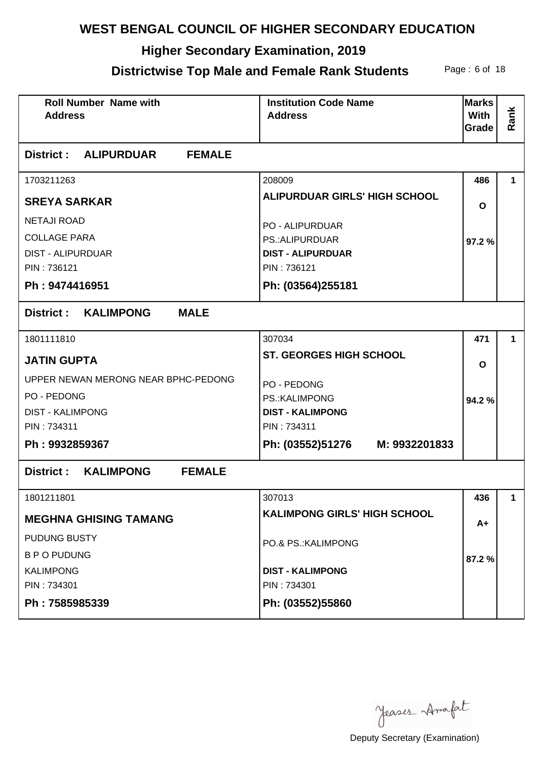# WEST BENGAL COUNCIL OF HIGHER SECONDARY EDUCATION

## Higher Secondary Examination, 2019

## Districtwise Top Male and Female Rank Students

| Roll Number Name with Address | Institution Code Name Address | Marks With Grade | Rank |
|---|---|---|---|
| **District : ALIPURDUAR FEMALE** | | | |
| 1703211263<br>**SREYA SARKAR**<br>NETAJI ROAD<br>COLLAGE PARA<br>DIST - ALIPURDUAR<br>PIN : 736121<br>**Ph : 9474416951** | 208009<br>**ALIPURDUAR GIRLS' HIGH SCHOOL**<br>PO - ALIPURDUAR<br>PS.:ALIPURDUAR<br>**DIST - ALIPURDUAR**<br>PIN : 736121<br>**Ph: (03564)255181** | **486**<br>**O**<br>**97.2 %** | **1** |
| **District : KALIMPONG MALE** | | | |
| 1801111810<br>**JATIN GUPTA**<br>UPPER NEWAN MERONG NEAR BPHC-PEDONG<br>PO - PEDONG<br>DIST - KALIMPONG<br>PIN : 734311<br>**Ph : 9932859367** | 307034<br>**ST. GEORGES HIGH SCHOOL**<br>PO - PEDONG<br>PS.:KALIMPONG<br>**DIST - KALIMPONG**<br>PIN : 734311<br>**Ph: (03552)51276 M: 9932201833** | **471**<br>**O**<br>**94.2 %** | **1** |
| **District : KALIMPONG FEMALE** | | | |
| 1801211801<br>**MEGHNA GHISING TAMANG**<br>PUDUNG BUSTY<br>B P O PUDUNG<br>KALIMPONG<br>PIN : 734301<br>**Ph : 7585985339** | 307013<br>**KALIMPONG GIRLS' HIGH SCHOOL**<br>PO.& PS.:KALIMPONG<br>**DIST - KALIMPONG**<br>PIN : 734301<br>**Ph: (03552)55860** | **436**<br>**A+**<br>**87.2 %** | **1** |

Deputy Secretary (Examination)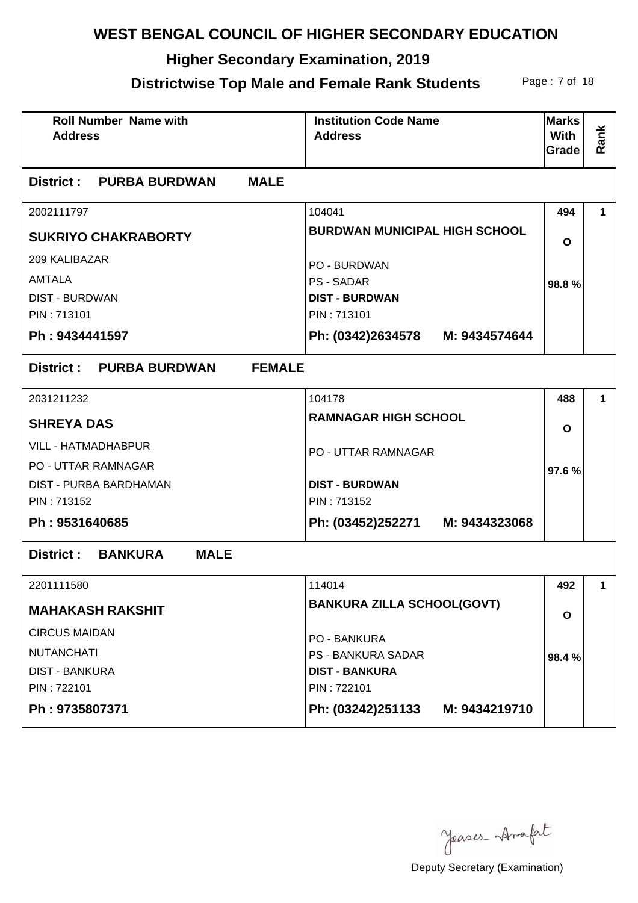# WEST BENGAL COUNCIL OF HIGHER SECONDARY EDUCATION

## Higher Secondary Examination, 2019

## Districtwise Top Male and Female Rank Students

| Roll Number Name with Address | Institution Code Name Address | Marks With Grade | Rank |
|---|---|---|---|
| **District : PURBA BURDWAN MALE** | | | |
| 2002111797<br>**SUKRIYO CHAKRABORTY**<br>209 KALIBAZAR<br>AMTALA<br>DIST - BURDWAN<br>PIN : 713101<br>**Ph : 9434441597** | 104041<br>**BURDWAN MUNICIPAL HIGH SCHOOL**<br>PO - BURDWAN<br>PS - SADAR<br>**DIST - BURDWAN**<br>PIN : 713101<br>**Ph: (0342)2634578 M: 9434574644** | **494**<br>**O**<br>**98.8 %** | **1** |
| **District : PURBA BURDWAN FEMALE** | | | |
| 2031211232<br>**SHREYA DAS**<br>VILL - HATMADHABPUR<br>PO - UTTAR RAMNAGAR<br>DIST - PURBA BARDHAMAN<br>PIN : 713152<br>**Ph : 9531640685** | 104178<br>**RAMNAGAR HIGH SCHOOL**<br>PO - UTTAR RAMNAGAR<br>**DIST - BURDWAN**<br>PIN : 713152<br>**Ph: (03452)252271 M: 9434323068** | **488**<br>**O**<br>**97.6 %** | **1** |
| **District : BANKURA MALE** | | | |
| 2201111580<br>**MAHAKASH RAKSHIT**<br>CIRCUS MAIDAN<br>NUTANCHATI<br>DIST - BANKURA<br>PIN : 722101<br>**Ph : 9735807371** | 114014<br>**BANKURA ZILLA SCHOOL(GOVT)**<br>PO - BANKURA<br>PS - BANKURA SADAR<br>**DIST - BANKURA**<br>PIN : 722101<br>**Ph: (03242)251133 M: 9434219710** | **492**<br>**O**<br>**98.4 %** | **1** |

Deputy Secretary (Examination)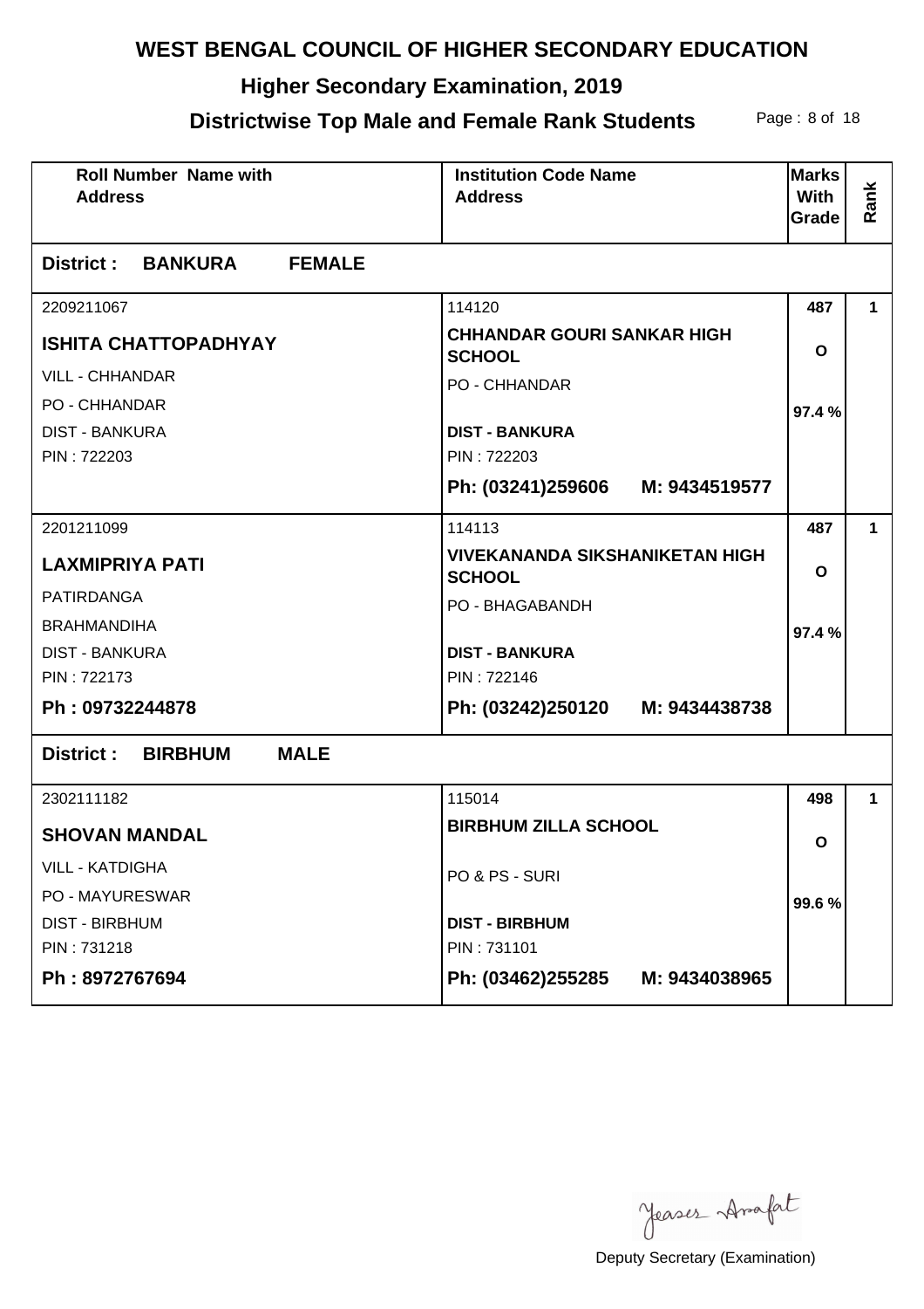# WEST BENGAL COUNCIL OF HIGHER SECONDARY EDUCATION

## Higher Secondary Examination, 2019

## Districtwise Top Male and Female Rank Students

| Roll Number Name with Address | Institution Code Name Address | Marks With Grade | Rank |
|---|---|---|---|
| **District : BANKURA FEMALE** | | | |
| 2209211067<br>**ISHITA CHATTOPADHYAY**<br>VILL - CHHANDAR<br>PO - CHHANDAR<br>DIST - BANKURA<br>PIN : 722203 | 114120<br>**CHHANDAR GOURI SANKAR HIGH SCHOOL**<br>PO - CHHANDAR<br>**DIST - BANKURA**<br>PIN : 722203<br>**Ph: (03241)259606 M: 9434519577** | **487**<br>**O**<br>**97.4 %** | **1** |
| 2201211099<br>**LAXMIPRIYA PATI**<br>PATIRDANGA<br>BRAHMANDIHA<br>DIST - BANKURA<br>PIN : 722173<br>**Ph : 09732244878** | 114113<br>**VIVEKANANDA SIKSHANIKETAN HIGH SCHOOL**<br>PO - BHAGABANDH<br>**DIST - BANKURA**<br>PIN : 722146<br>**Ph: (03242)250120 M: 9434438738** | **487**<br>**O**<br>**97.4 %** | **1** |
| **District : BIRBHUM MALE** | | | |
| 2302111182<br>**SHOVAN MANDAL**<br>VILL - KATDIGHA<br>PO - MAYURESWAR<br>DIST - BIRBHUM<br>PIN : 731218<br>**Ph : 8972767694** | 115014<br>**BIRBHUM ZILLA SCHOOL**<br>PO & PS - SURI<br>**DIST - BIRBHUM**<br>PIN : 731101<br>**Ph: (03462)255285 M: 9434038965** | **498**<br>**O**<br>**99.6 %** | **1** |

Deputy Secretary (Examination)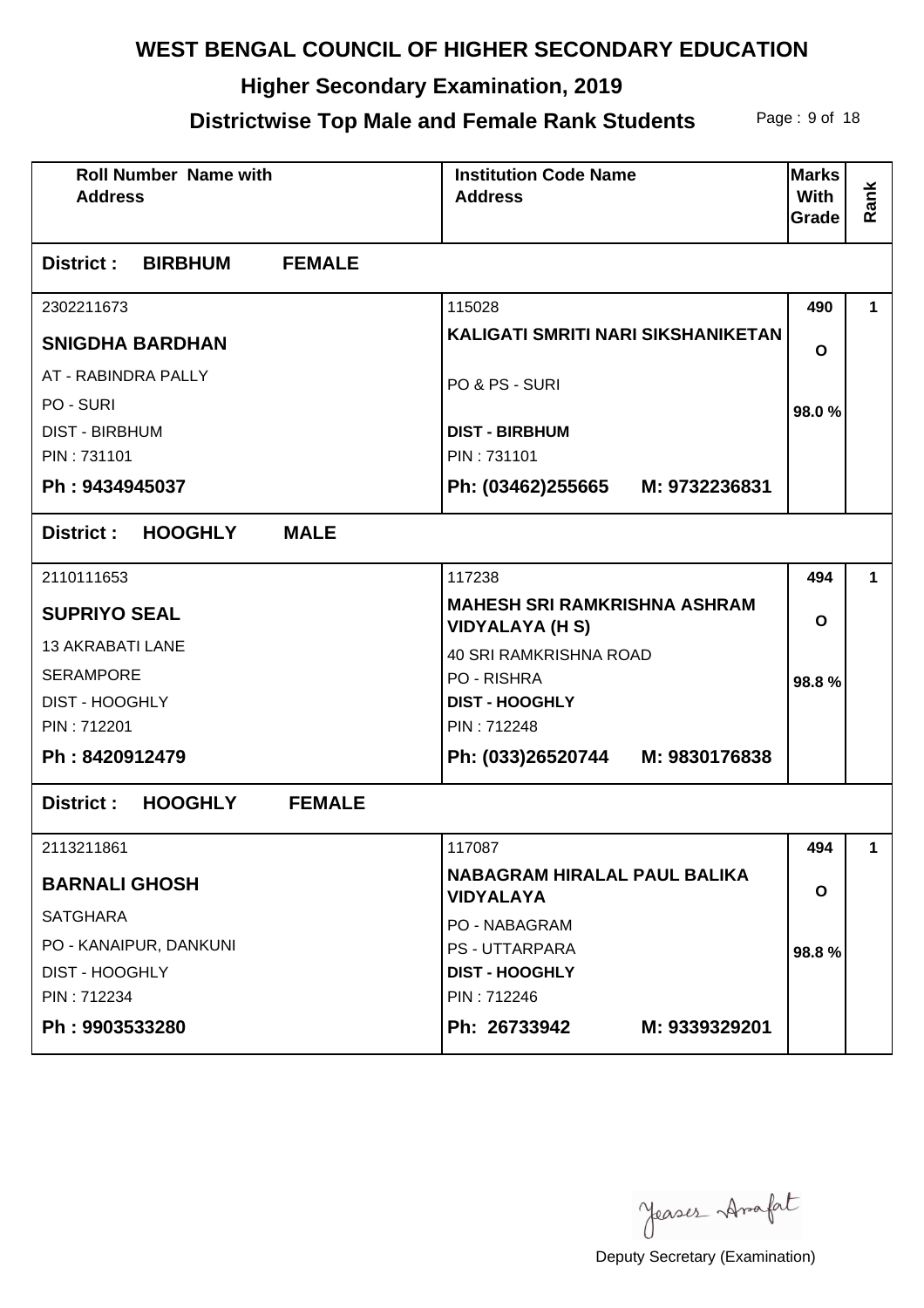# WEST BENGAL COUNCIL OF HIGHER SECONDARY EDUCATION

## Higher Secondary Examination, 2019

## Districtwise Top Male and Female Rank Students

| Roll Number Name with Address | Institution Code Name Address | Marks With Grade | Rank |
|---|---|---|---|
| **District : BIRBHUM FEMALE** | | | |
| 2302211673<br>**SNIGDHA BARDHAN**<br>AT - RABINDRA PALLY<br>PO - SURI<br>DIST - BIRBHUM<br>PIN : 731101<br>**Ph : 9434945037** | 115028<br>**KALIGATI SMRITI NARI SIKSHANIKETAN**<br>PO & PS - SURI<br>**DIST - BIRBHUM**<br>PIN : 731101<br>**Ph: (03462)255665 M: 9732236831** | **490**<br>**O**<br>**98.0 %** | **1** |
| **District : HOOGHLY MALE** | | | |
| 2110111653<br>**SUPRIYO SEAL**<br>13 AKRABATI LANE<br>SERAMPORE<br>DIST - HOOGHLY<br>PIN : 712201<br>**Ph : 8420912479** | 117238<br>**MAHESH SRI RAMKRISHNA ASHRAM VIDYALAYA (H S)**<br>40 SRI RAMKRISHNA ROAD<br>PO - RISHRA<br>**DIST - HOOGHLY**<br>PIN : 712248<br>**Ph: (033)26520744 M: 9830176838** | **494**<br>**O**<br>**98.8 %** | **1** |
| **District : HOOGHLY FEMALE** | | | |
| 2113211861<br>**BARNALI GHOSH**<br>SATGHARA<br>PO - KANAIPUR, DANKUNI<br>DIST - HOOGHLY<br>PIN : 712234<br>**Ph : 9903533280** | 117087<br>**NABAGRAM HIRALAL PAUL BALIKA VIDYALAYA**<br>PO - NABAGRAM<br>PS - UTTARPARA<br>**DIST - HOOGHLY**<br>PIN : 712246<br>**Ph: 26733942 M: 9339329201** | **494**<br>**O**<br>**98.8 %** | **1** |

Yeaser Arafat

Deputy Secretary (Examination)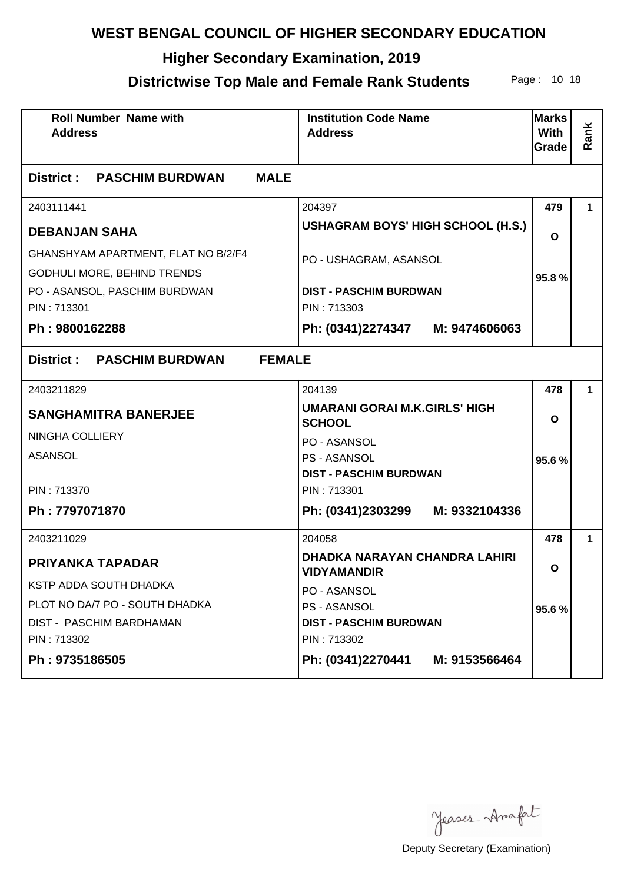# WEST BENGAL COUNCIL OF HIGHER SECONDARY EDUCATION

## Higher Secondary Examination, 2019

## Districtwise Top Male and Female Rank Students

| Roll Number Name with Address | Institution Code Name Address | Marks With Grade | Rank |
|---|---|---|---|
| **District : PASCHIM BURDWAN MALE** | | | |
| 2403111441<br>**DEBANJAN SAHA**<br>GHANSHYAM APARTMENT, FLAT NO B/2/F4<br>GODHULI MORE, BEHIND TRENDS<br>PO - ASANSOL, PASCHIM BURDWAN<br>PIN : 713301<br>**Ph : 9800162288** | 204397<br>**USHAGRAM BOYS' HIGH SCHOOL (H.S.)**<br>PO - USHAGRAM, ASANSOL<br>**DIST - PASCHIM BURDWAN**<br>PIN : 713303<br>**Ph: (0341)2274347 M: 9474606063** | **479**<br>**O**<br>**95.8 %** | **1** |
| **District : PASCHIM BURDWAN FEMALE** | | | |
| 2403211829<br>**SANGHAMITRA BANERJEE**<br>NINGHA COLLIERY<br>ASANSOL<br>PIN : 713370<br>**Ph : 7797071870** | 204139<br>**UMARANI GORAI M.K.GIRLS' HIGH SCHOOL**<br>PO - ASANSOL<br>PS - ASANSOL<br>**DIST - PASCHIM BURDWAN**<br>PIN : 713301<br>**Ph: (0341)2303299 M: 9332104336** | **478**<br>**O**<br>**95.6 %** | **1** |
| 2403211029<br>**PRIYANKA TAPADAR**<br>KSTP ADDA SOUTH DHADKA<br>PLOT NO DA/7 PO - SOUTH DHADKA<br>DIST - PASCHIM BARDHAMAN<br>PIN : 713302<br>**Ph : 9735186505** | 204058<br>**DHADKA NARAYAN CHANDRA LAHIRI VIDYAMANDIR**<br>PO - ASANSOL<br>PS - ASANSOL<br>**DIST - PASCHIM BURDWAN**<br>PIN : 713302<br>**Ph: (0341)2270441 M: 9153566464** | **478**<br>**O**<br>**95.6 %** | **1** |

Deputy Secretary (Examination)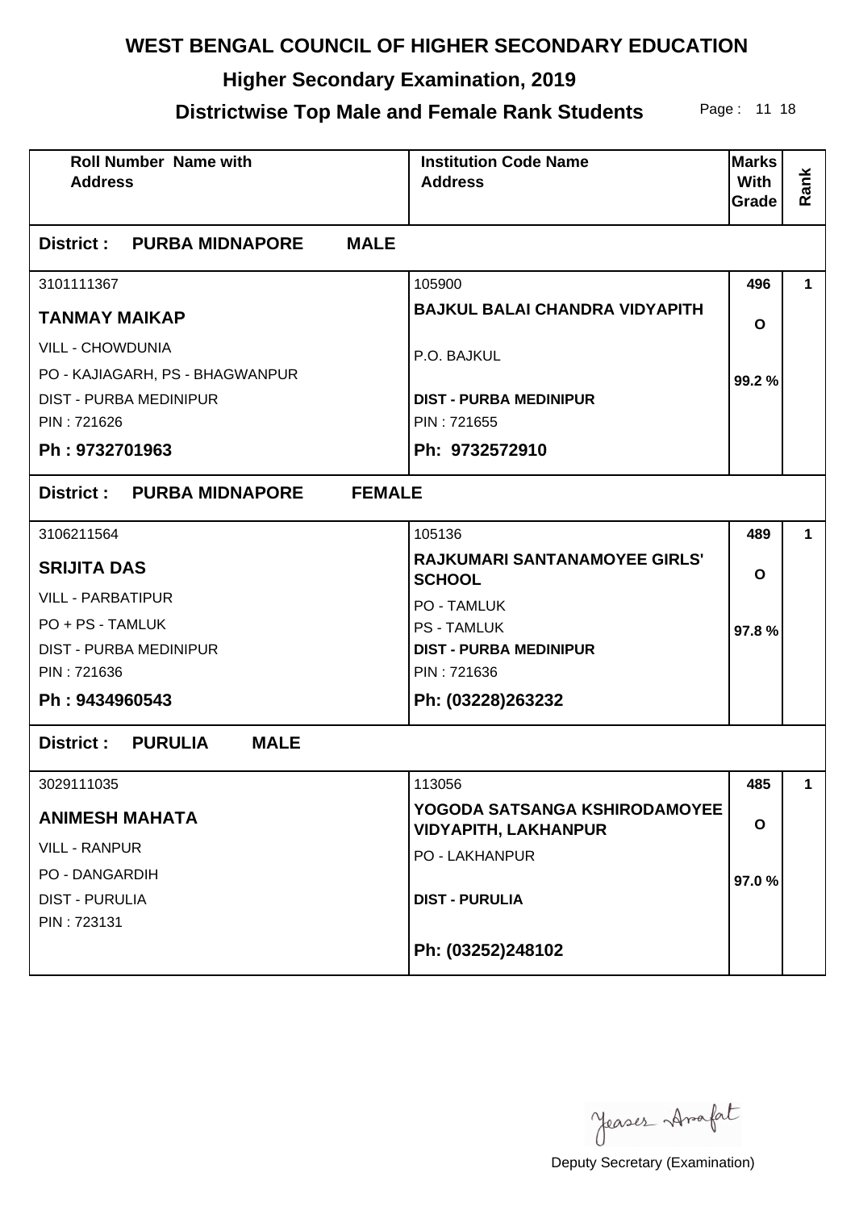# WEST BENGAL COUNCIL OF HIGHER SECONDARY EDUCATION

## Higher Secondary Examination, 2019

## Districtwise Top Male and Female Rank Students

| Roll Number Name with Address | Institution Code Name Address | Marks With Grade | Rank |
|---|---|---|---|
| **District : PURBA MIDNAPORE MALE** | | | |
| 3101111367<br>**TANMAY MAIKAP**<br>VILL - CHOWDUNIA<br>PO - KAJIAGARH, PS - BHAGWANPUR<br>DIST - PURBA MEDINIPUR<br>PIN : 721626<br>**Ph : 9732701963** | 105900<br>**BAJKUL BALAI CHANDRA VIDYAPITH**<br>P.O. BAJKUL<br>**DIST - PURBA MEDINIPUR**<br>PIN : 721655<br>**Ph: 9732572910** | **496**<br>**O**<br>**99.2 %** | **1** |
| **District : PURBA MIDNAPORE FEMALE** | | | |
| 3106211564<br>**SRIJITA DAS**<br>VILL - PARBATIPUR<br>PO + PS - TAMLUK<br>DIST - PURBA MEDINIPUR<br>PIN : 721636<br>**Ph : 9434960543** | 105136<br>**RAJKUMARI SANTANAMOYEE GIRLS' SCHOOL**<br>PO - TAMLUK<br>PS - TAMLUK<br>**DIST - PURBA MEDINIPUR**<br>PIN : 721636<br>**Ph: (03228)263232** | **489**<br>**O**<br>**97.8 %** | **1** |
| **District : PURULIA MALE** | | | |
| 3029111035<br>**ANIMESH MAHATA**<br>VILL - RANPUR<br>PO - DANGARDIH<br>DIST - PURULIA<br>PIN : 723131 | 113056<br>**YOGODA SATSANGA KSHIRODAMOYEE VIDYAPITH, LAKHANPUR**<br>PO - LAKHANPUR<br>**DIST - PURULIA**<br>**Ph: (03252)248102** | **485**<br>**O**<br>**97.0 %** | **1** |

Deputy Secretary (Examination)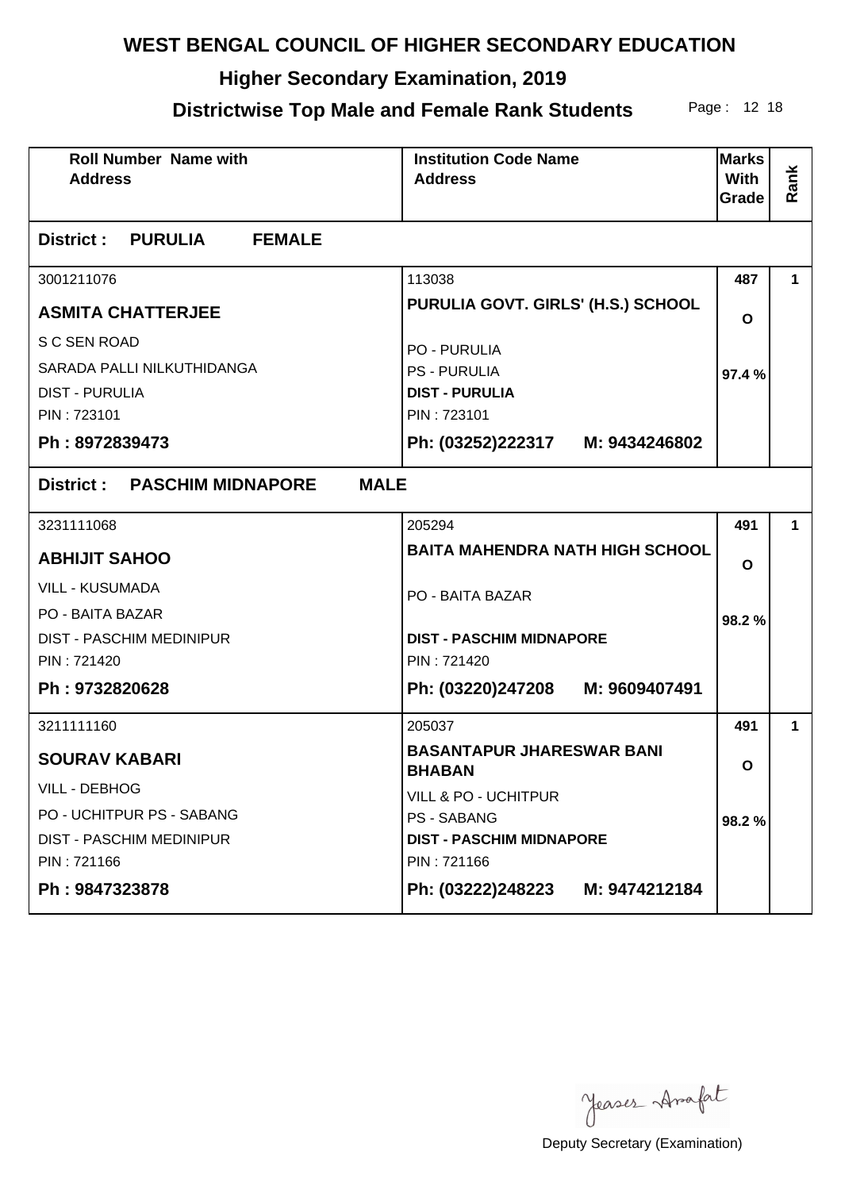# WEST BENGAL COUNCIL OF HIGHER SECONDARY EDUCATION

## Higher Secondary Examination, 2019

## Districtwise Top Male and Female Rank Students

| Roll Number Name with Address | Institution Code Name Address | Marks With Grade | Rank |
|---|---|---|---|
| **District : PURULIA FEMALE** | | | |
| 3001211076<br>**ASMITA CHATTERJEE**<br>S C SEN ROAD<br>SARADA PALLI NILKUTHIDANGA<br>DIST - PURULIA<br>PIN : 723101<br>**Ph : 8972839473** | 113038<br>**PURULIA GOVT. GIRLS' (H.S.) SCHOOL**<br>PO - PURULIA<br>PS - PURULIA<br>**DIST - PURULIA**<br>PIN : 723101<br>**Ph: (03252)222317 M: 9434246802** | **487**<br>**O**<br>**97.4 %** | **1** |
| **District : PASCHIM MIDNAPORE MALE** | | | |
| 3231111068<br>**ABHIJIT SAHOO**<br>VILL - KUSUMADA<br>PO - BAITA BAZAR<br>DIST - PASCHIM MEDINIPUR<br>PIN : 721420<br>**Ph : 9732820628** | 205294<br>**BAITA MAHENDRA NATH HIGH SCHOOL**<br>PO - BAITA BAZAR<br>**DIST - PASCHIM MIDNAPORE**<br>PIN : 721420<br>**Ph: (03220)247208 M: 9609407491** | **491**<br>**O**<br>**98.2 %** | **1** |
| 3211111160<br>**SOURAV KABARI**<br>VILL - DEBHOG<br>PO - UCHITPUR PS - SABANG<br>DIST - PASCHIM MEDINIPUR<br>PIN : 721166<br>**Ph : 9847323878** | 205037<br>**BASANTAPUR JHARESWAR BANI BHABAN**<br>VILL & PO - UCHITPUR<br>PS - SABANG<br>**DIST - PASCHIM MIDNAPORE**<br>PIN : 721166<br>**Ph: (03222)248223 M: 9474212184** | **491**<br>**O**<br>**98.2 %** | **1** |

Deputy Secretary (Examination)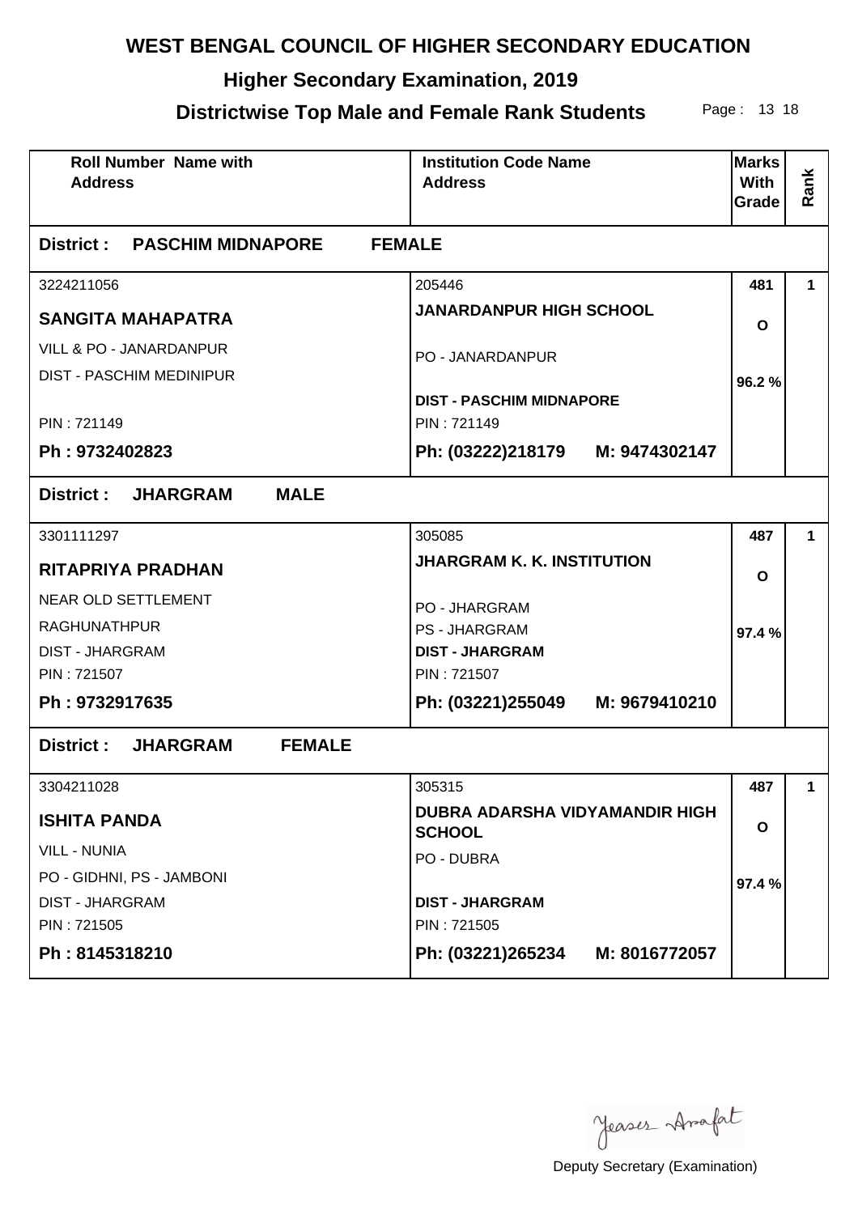# WEST BENGAL COUNCIL OF HIGHER SECONDARY EDUCATION

## Higher Secondary Examination, 2019

## Districtwise Top Male and Female Rank Students

| Roll Number Name with Address | Institution Code Name Address | Marks With Grade | Rank |
|---|---|---|---|
| **District : PASCHIM MIDNAPORE FEMALE** | | | |
| 3224211056<br>**SANGITA MAHAPATRA**<br>VILL & PO - JANARDANPUR<br>DIST - PASCHIM MEDINIPUR<br>PIN : 721149<br>**Ph : 9732402823** | 205446<br>**JANARDANPUR HIGH SCHOOL**<br>PO - JANARDANPUR<br>**DIST - PASCHIM MIDNAPORE**<br>PIN : 721149<br>**Ph: (03222)218179 M: 9474302147** | **481**<br>**O**<br>**96.2 %** | **1** |
| **District : JHARGRAM MALE** | | | |
| 3301111297<br>**RITAPRIYA PRADHAN**<br>NEAR OLD SETTLEMENT<br>RAGHUNATHPUR<br>DIST - JHARGRAM<br>PIN : 721507<br>**Ph : 9732917635** | 305085<br>**JHARGRAM K. K. INSTITUTION**<br>PO - JHARGRAM<br>PS - JHARGRAM<br>**DIST - JHARGRAM**<br>PIN : 721507<br>**Ph: (03221)255049 M: 9679410210** | **487**<br>**O**<br>**97.4 %** | **1** |
| **District : JHARGRAM FEMALE** | | | |
| 3304211028<br>**ISHITA PANDA**<br>VILL - NUNIA<br>PO - GIDHNI, PS - JAMBONI<br>DIST - JHARGRAM<br>PIN : 721505<br>**Ph : 8145318210** | 305315<br>**DUBRA ADARSHA VIDYAMANDIR HIGH SCHOOL**<br>PO - DUBRA<br>**DIST - JHARGRAM**<br>PIN : 721505<br>**Ph: (03221)265234 M: 8016772057** | **487**<br>**O**<br>**97.4 %** | **1** |

Deputy Secretary (Examination)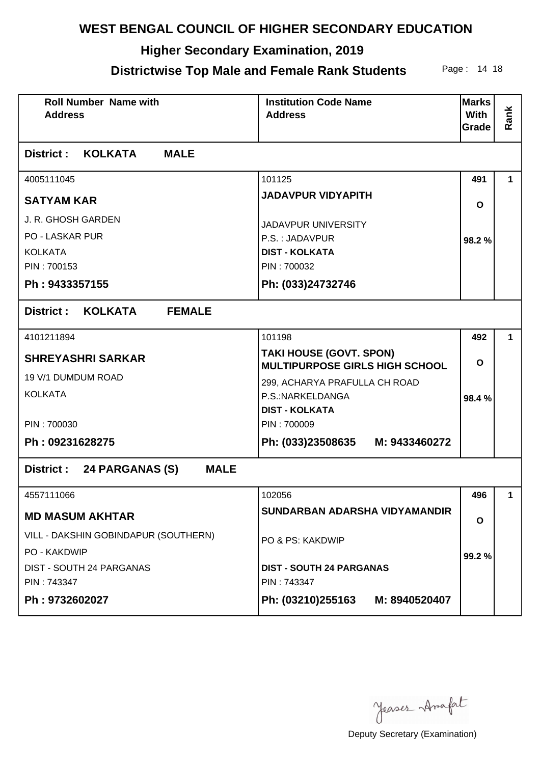# WEST BENGAL COUNCIL OF HIGHER SECONDARY EDUCATION

## Higher Secondary Examination, 2019

## Districtwise Top Male and Female Rank Students

| Roll Number Name with Address | Institution Code Name Address | Marks With Grade | Rank |
|---|---|---|---|
| **District : KOLKATA MALE** | | | |
| 4005111045<br>**SATYAM KAR**<br>J. R. GHOSH GARDEN<br>PO - LASKAR PUR<br>KOLKATA<br>PIN : 700153<br>**Ph : 9433357155** | 101125<br>**JADAVPUR VIDYAPITH**<br>JADAVPUR UNIVERSITY<br>P.S. : JADAVPUR<br>**DIST - KOLKATA**<br>PIN : 700032<br>**Ph: (033)24732746** | **491**<br>**O**<br>**98.2 %** | **1** |
| **District : KOLKATA FEMALE** | | | |
| 4101211894<br>**SHREYASHRI SARKAR**<br>19 V/1 DUMDUM ROAD<br>KOLKATA<br>PIN : 700030<br>**Ph : 09231628275** | 101198<br>**TAKI HOUSE (GOVT. SPON) MULTIPURPOSE GIRLS HIGH SCHOOL**<br>299, ACHARYA PRAFULLA CH ROAD<br>P.S.:NARKELDANGA<br>**DIST - KOLKATA**<br>PIN : 700009<br>**Ph: (033)23508635 M: 9433460272** | **492**<br>**O**<br>**98.4 %** | **1** |
| **District : 24 PARGANAS (S) MALE** | | | |
| 4557111066<br>**MD MASUM AKHTAR**<br>VILL - DAKSHIN GOBINDAPUR (SOUTHERN)<br>PO - KAKDWIP<br>DIST - SOUTH 24 PARGANAS<br>PIN : 743347<br>**Ph : 9732602027** | 102056<br>**SUNDARBAN ADARSHA VIDYAMANDIR**<br>PO & PS: KAKDWIP<br>**DIST - SOUTH 24 PARGANAS**<br>PIN : 743347<br>**Ph: (03210)255163 M: 8940520407** | **496**<br>**O**<br>**99.2 %** | **1** |

Deputy Secretary (Examination)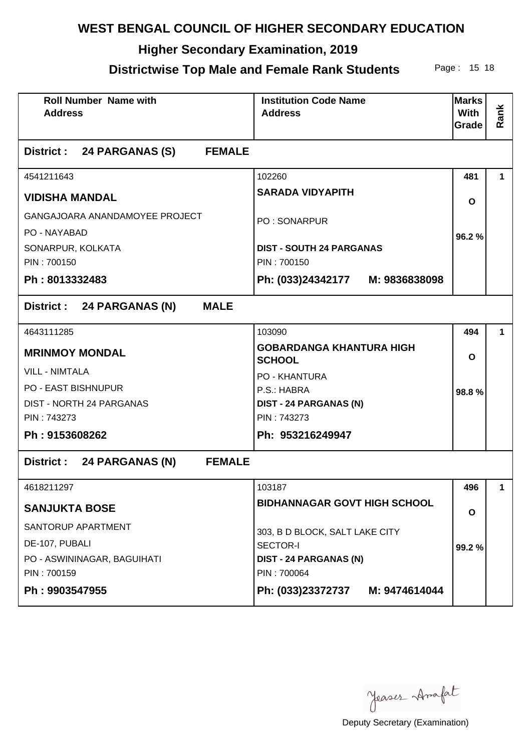# WEST BENGAL COUNCIL OF HIGHER SECONDARY EDUCATION

## Higher Secondary Examination, 2019

## Districtwise Top Male and Female Rank Students

| Roll Number Name with Address | Institution Code Name Address | Marks With Grade | Rank |
|---|---|---|---|
| **District : 24 PARGANAS (S) FEMALE** | | | |
| 4541211643<br>**VIDISHA MANDAL**<br>GANGAJOARA ANANDAMOYEE PROJECT<br>PO - NAYABAD<br>SONARPUR, KOLKATA<br>PIN : 700150<br>**Ph : 8013332483** | 102260<br>**SARADA VIDYAPITH**<br>PO : SONARPUR<br>**DIST - SOUTH 24 PARGANAS**<br>PIN : 700150<br>**Ph: (033)24342177 M: 9836838098** | **481**<br>**O**<br>**96.2 %** | **1** |
| **District : 24 PARGANAS (N) MALE** | | | |
| 4643111285<br>**MRINMOY MONDAL**<br>VILL - NIMTALA<br>PO - EAST BISHNUPUR<br>DIST - NORTH 24 PARGANAS<br>PIN : 743273<br>**Ph : 9153608262** | 103090<br>**GOBARDANGA KHANTURA HIGH SCHOOL**<br>PO - KHANTURA<br>P.S.: HABRA<br>**DIST - 24 PARGANAS (N)**<br>PIN : 743273<br>**Ph: 953216249947** | **494**<br>**O**<br>**98.8 %** | **1** |
| **District : 24 PARGANAS (N) FEMALE** | | | |
| 4618211297<br>**SANJUKTA BOSE**<br>SANTORUP APARTMENT<br>DE-107, PUBALI<br>PO - ASWININAGAR, BAGUIHATI<br>PIN : 700159<br>**Ph : 9903547955** | 103187<br>**BIDHANNAGAR GOVT HIGH SCHOOL**<br>303, B D BLOCK, SALT LAKE CITY<br>SECTOR-I<br>**DIST - 24 PARGANAS (N)**<br>PIN : 700064<br>**Ph: (033)23372737 M: 9474614044** | **496**<br>**O**<br>**99.2 %** | **1** |

Deputy Secretary (Examination)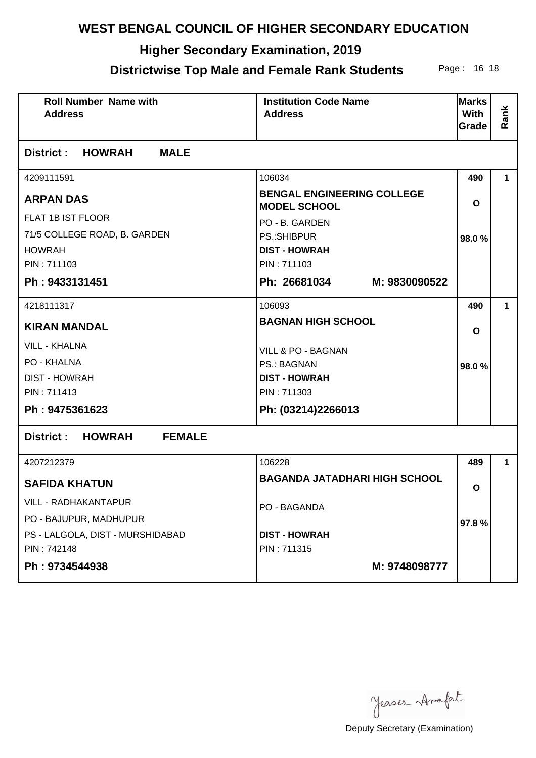# WEST BENGAL COUNCIL OF HIGHER SECONDARY EDUCATION

## Higher Secondary Examination, 2019

## Districtwise Top Male and Female Rank Students

| Roll Number Name with Address | Institution Code Name Address | Marks With Grade | Rank |
|---|---|---|---|
| **District : HOWRAH MALE** | | | |
| 4209111591<br>**ARPAN DAS**<br>FLAT 1B IST FLOOR<br>71/5 COLLEGE ROAD, B. GARDEN<br>HOWRAH<br>PIN : 711103<br>**Ph : 9433131451** | 106034<br>**BENGAL ENGINEERING COLLEGE MODEL SCHOOL**<br>PO - B. GARDEN<br>PS.:SHIBPUR<br>**DIST - HOWRAH**<br>PIN : 711103<br>**Ph: 26681034 M: 9830090522** | **490**<br>**O**<br>**98.0 %** | **1** |
| 4218111317<br>**KIRAN MANDAL**<br>VILL - KHALNA<br>PO - KHALNA<br>DIST - HOWRAH<br>PIN : 711413<br>**Ph : 9475361623** | 106093<br>**BAGNAN HIGH SCHOOL**<br>VILL & PO - BAGNAN<br>PS.: BAGNAN<br>**DIST - HOWRAH**<br>PIN : 711303<br>**Ph: (03214)2266013** | **490**<br>**O**<br>**98.0 %** | **1** |
| **District : HOWRAH FEMALE** | | | |
| 4207212379<br>**SAFIDA KHATUN**<br>VILL - RADHAKANTAPUR<br>PO - BAJUPUR, MADHUPUR<br>PS - LALGOLA, DIST - MURSHIDABAD<br>PIN : 742148<br>**Ph : 9734544938** | 106228<br>**BAGANDA JATADHARI HIGH SCHOOL**<br>PO - BAGANDA<br>**DIST - HOWRAH**<br>PIN : 711315<br>**M: 9748098777** | **489**<br>**O**<br>**97.8 %** | **1** |

Deputy Secretary (Examination)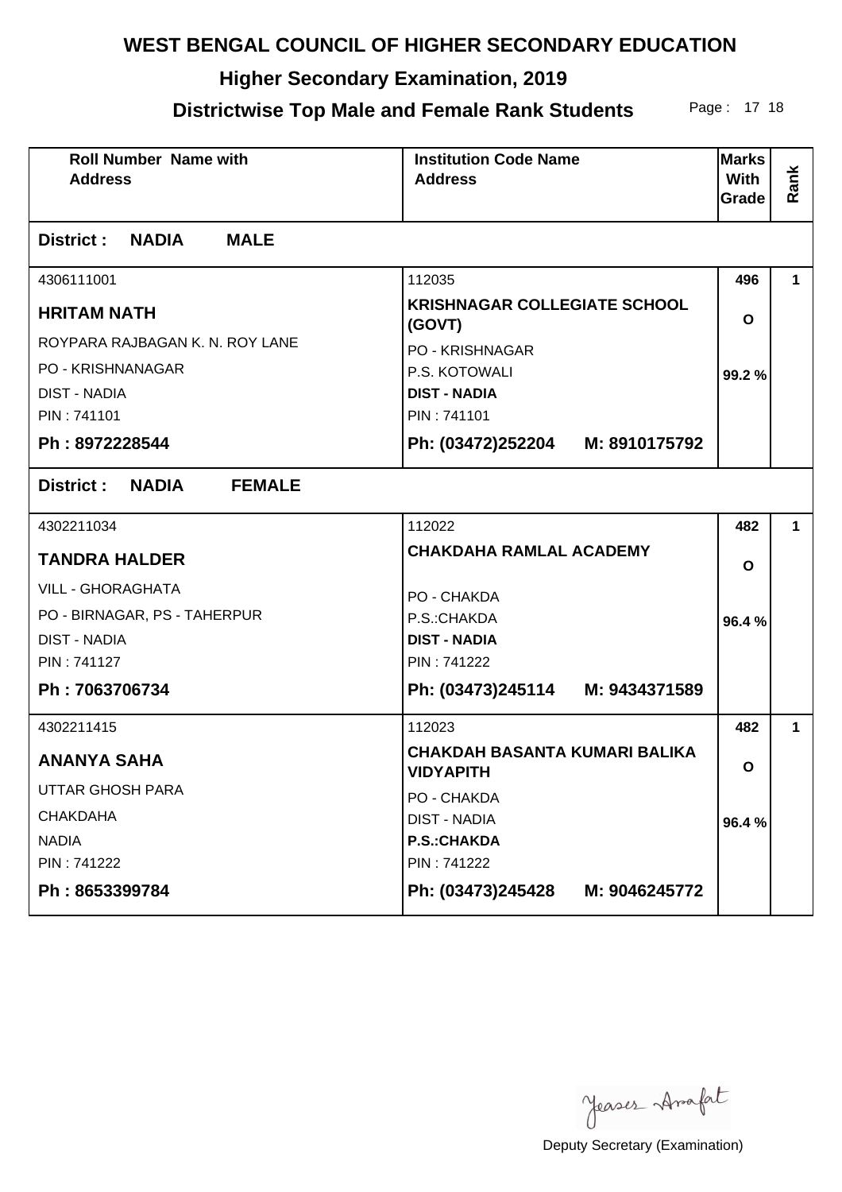# WEST BENGAL COUNCIL OF HIGHER SECONDARY EDUCATION

## Higher Secondary Examination, 2019

## Districtwise Top Male and Female Rank Students

| Roll Number Name with Address | Institution Code Name Address | Marks With Grade | Rank |
|---|---|---|---|
| **District : NADIA MALE** | | | |
| 4306111001<br>**HRITAM NATH**<br>ROYPARA RAJBAGAN K. N. ROY LANE<br>PO - KRISHNANAGAR<br>DIST - NADIA<br>PIN : 741101<br>**Ph : 8972228544** | 112035<br>**KRISHNAGAR COLLEGIATE SCHOOL (GOVT)**<br>PO - KRISHNAGAR<br>P.S. KOTOWALI<br>**DIST - NADIA**<br>PIN : 741101<br>**Ph: (03472)252204 M: 8910175792** | **496**<br>**O**<br>**99.2 %** | **1** |
| **District : NADIA FEMALE** | | | |
| 4302211034<br>**TANDRA HALDER**<br>VILL - GHORAGHATA<br>PO - BIRNAGAR, PS - TAHERPUR<br>DIST - NADIA<br>PIN : 741127<br>**Ph : 7063706734** | 112022<br>**CHAKDAHA RAMLAL ACADEMY**<br>PO - CHAKDA<br>P.S.:CHAKDA<br>**DIST - NADIA**<br>PIN : 741222<br>**Ph: (03473)245114 M: 9434371589** | **482**<br>**O**<br>**96.4 %** | **1** |
| 4302211415<br>**ANANYA SAHA**<br>UTTAR GHOSH PARA<br>CHAKDAHA<br>NADIA<br>PIN : 741222<br>**Ph : 8653399784** | 112023<br>**CHAKDAH BASANTA KUMARI BALIKA VIDYAPITH**<br>PO - CHAKDA<br>DIST - NADIA<br>**P.S.:CHAKDA**<br>PIN : 741222<br>**Ph: (03473)245428 M: 9046245772** | **482**<br>**O**<br>**96.4 %** | **1** |

Deputy Secretary (Examination)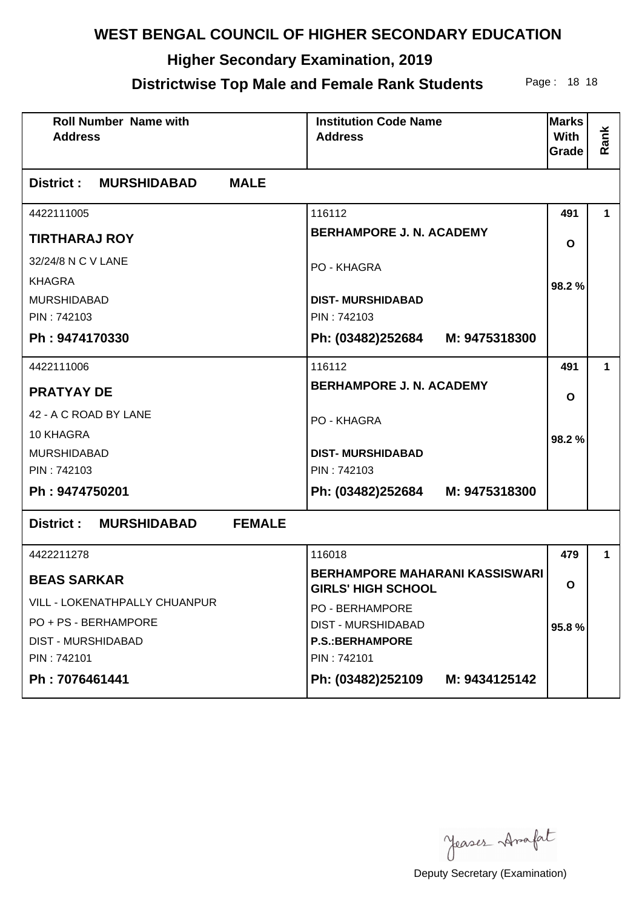# WEST BENGAL COUNCIL OF HIGHER SECONDARY EDUCATION

## Higher Secondary Examination, 2019

## Districtwise Top Male and Female Rank Students

| Roll Number Name with Address | Institution Code Name Address | Marks With Grade | Rank |
|---|---|---|---|
| **District : MURSHIDABAD MALE** | | | |
| 4422111005<br>**TIRTHARAJ ROY**<br>32/24/8 N C V LANE<br>KHAGRA<br>MURSHIDABAD<br>PIN : 742103<br>**Ph : 9474170330** | 116112<br>**BERHAMPORE J. N. ACADEMY**<br>PO - KHAGRA<br>**DIST- MURSHIDABAD**<br>PIN : 742103<br>**Ph: (03482)252684 M: 9475318300** | **491**<br>**O**<br>**98.2 %** | **1** |
| 4422111006<br>**PRATYAY DE**<br>42 - A C ROAD BY LANE<br>10 KHAGRA<br>MURSHIDABAD<br>PIN : 742103<br>**Ph : 9474750201** | 116112<br>**BERHAMPORE J. N. ACADEMY**<br>PO - KHAGRA<br>**DIST- MURSHIDABAD**<br>PIN : 742103<br>**Ph: (03482)252684 M: 9475318300** | **491**<br>**O**<br>**98.2 %** | **1** |
| **District : MURSHIDABAD FEMALE** | | | |
| 4422211278<br>**BEAS SARKAR**<br>VILL - LOKENATHPALLY CHUANPUR<br>PO + PS - BERHAMPORE<br>DIST - MURSHIDABAD<br>PIN : 742101<br>**Ph : 7076461441** | 116018<br>**BERHAMPORE MAHARANI KASSISWARI GIRLS' HIGH SCHOOL**<br>PO - BERHAMPORE<br>DIST - MURSHIDABAD<br>**P.S.:BERHAMPORE**<br>PIN : 742101<br>**Ph: (03482)252109 M: 9434125142** | **479**<br>**O**<br>**95.8 %** | **1** |

Deputy Secretary (Examination)